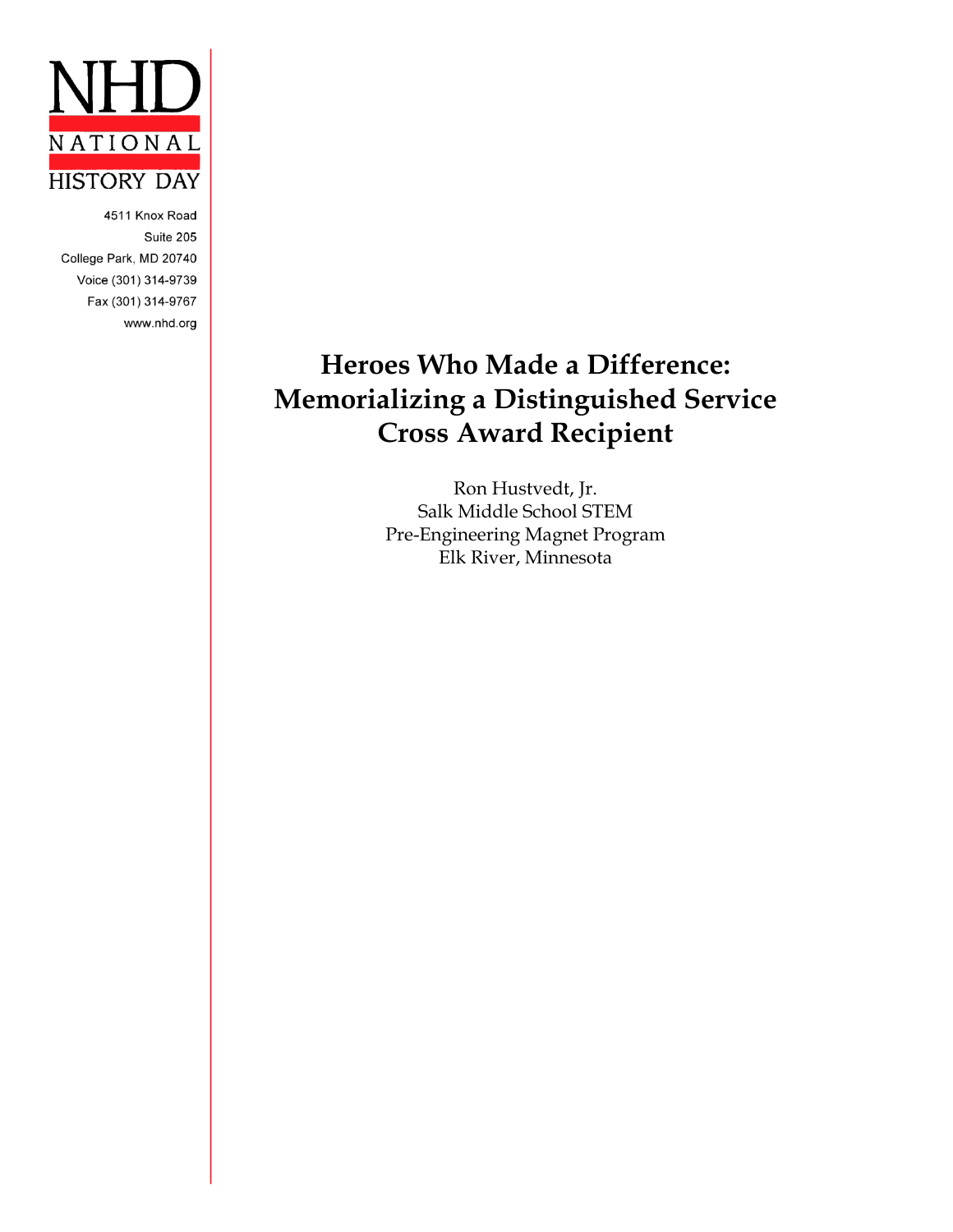NHD
NATIONAL
HISTORY DAY

4511 Knox Road
Suite 205
College Park, MD 20740
Voice (301) 314-9739
Fax (301) 314-9767
www.nhd.org

# Heroes Who Made a Difference: Memorializing a Distinguished Service Cross Award Recipient

Ron Hustvedt, Jr.
Salk Middle School STEM
Pre-Engineering Magnet Program
Elk River, Minnesota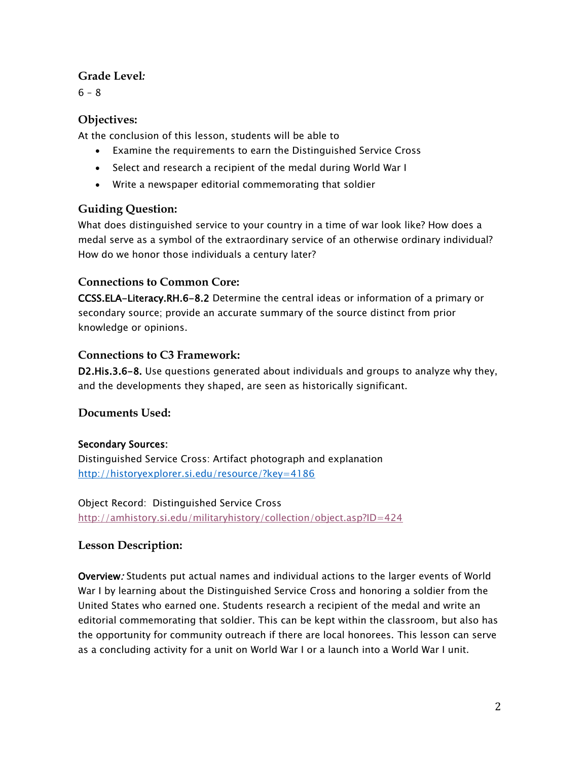### Grade Level:

6 – 8

### Objectives:

At the conclusion of this lesson, students will be able to

- Examine the requirements to earn the Distinguished Service Cross
- Select and research a recipient of the medal during World War I
- Write a newspaper editorial commemorating that soldier

### Guiding Question:

What does distinguished service to your country in a time of war look like? How does a medal serve as a symbol of the extraordinary service of an otherwise ordinary individual? How do we honor those individuals a century later?

### Connections to Common Core:

**CCSS.ELA-Literacy.RH.6-8.2** Determine the central ideas or information of a primary or secondary source; provide an accurate summary of the source distinct from prior knowledge or opinions.

### Connections to C3 Framework:

**D2.His.3.6-8.** Use questions generated about individuals and groups to analyze why they, and the developments they shaped, are seen as historically significant.

### Documents Used:

**Secondary Sources:**

Distinguished Service Cross: Artifact photograph and explanation
http://historyexplorer.si.edu/resource/?key=4186

Object Record: Distinguished Service Cross
http://amhistory.si.edu/militaryhistory/collection/object.asp?ID=424

### Lesson Description:

**Overview***:* Students put actual names and individual actions to the larger events of World War I by learning about the Distinguished Service Cross and honoring a soldier from the United States who earned one. Students research a recipient of the medal and write an editorial commemorating that soldier. This can be kept within the classroom, but also has the opportunity for community outreach if there are local honorees. This lesson can serve as a concluding activity for a unit on World War I or a launch into a World War I unit.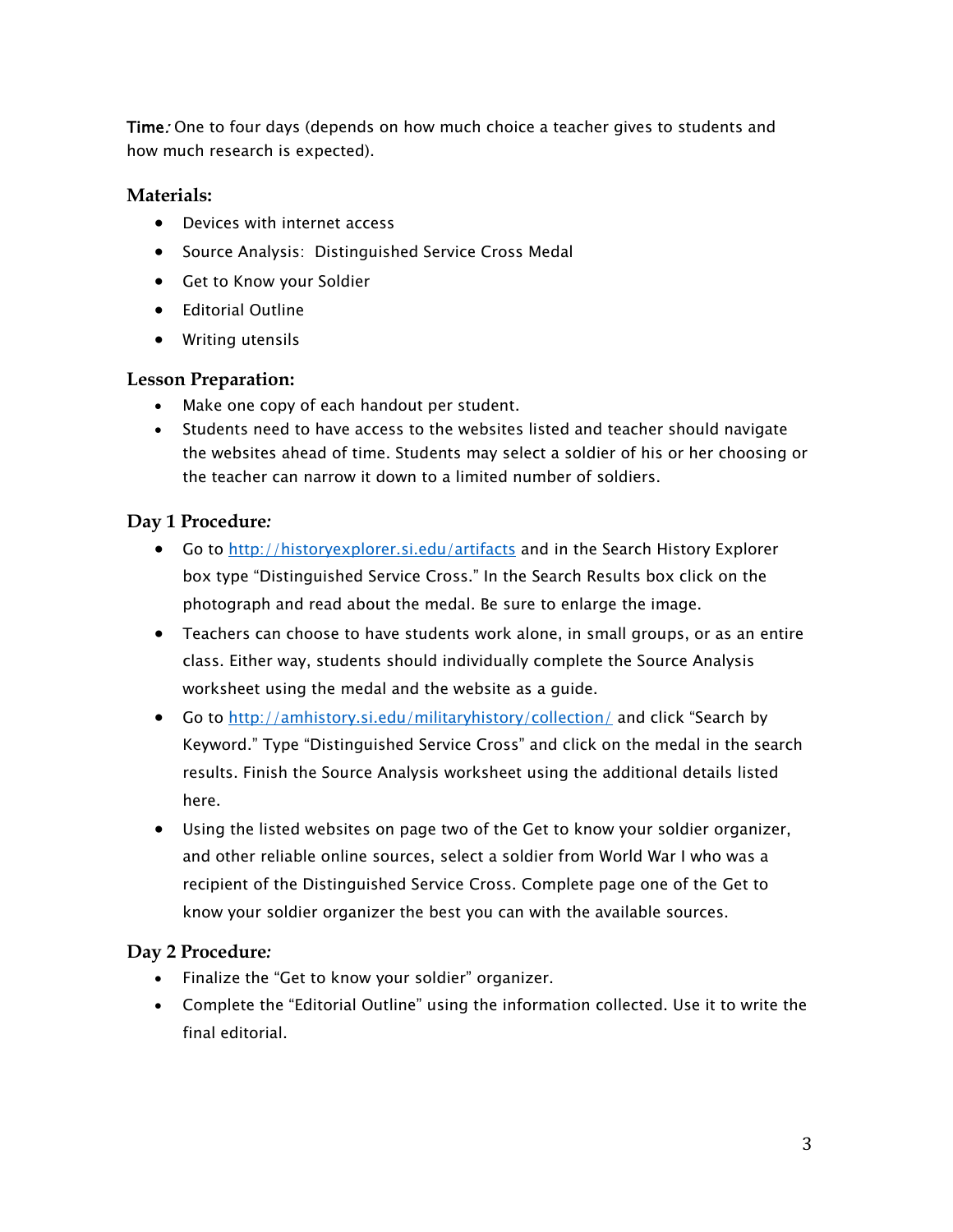**Time**: One to four days (depends on how much choice a teacher gives to students and how much research is expected).

### Materials:

- Devices with internet access
- Source Analysis: Distinguished Service Cross Medal
- Get to Know your Soldier
- Editorial Outline
- Writing utensils

### Lesson Preparation:

- Make one copy of each handout per student.
- Students need to have access to the websites listed and teacher should navigate the websites ahead of time. Students may select a soldier of his or her choosing or the teacher can narrow it down to a limited number of soldiers.

### Day 1 Procedure:

- Go to [http://historyexplorer.si.edu/artifacts](http://historyexplorer.si.edu/artifacts) and in the Search History Explorer box type "Distinguished Service Cross." In the Search Results box click on the photograph and read about the medal. Be sure to enlarge the image.
- Teachers can choose to have students work alone, in small groups, or as an entire class. Either way, students should individually complete the Source Analysis worksheet using the medal and the website as a guide.
- Go to [http://amhistory.si.edu/militaryhistory/collection/](http://amhistory.si.edu/militaryhistory/collection/) and click "Search by Keyword." Type "Distinguished Service Cross" and click on the medal in the search results. Finish the Source Analysis worksheet using the additional details listed here.
- Using the listed websites on page two of the Get to know your soldier organizer, and other reliable online sources, select a soldier from World War I who was a recipient of the Distinguished Service Cross. Complete page one of the Get to know your soldier organizer the best you can with the available sources.

### Day 2 Procedure:

- Finalize the "Get to know your soldier" organizer.
- Complete the "Editorial Outline" using the information collected. Use it to write the final editorial.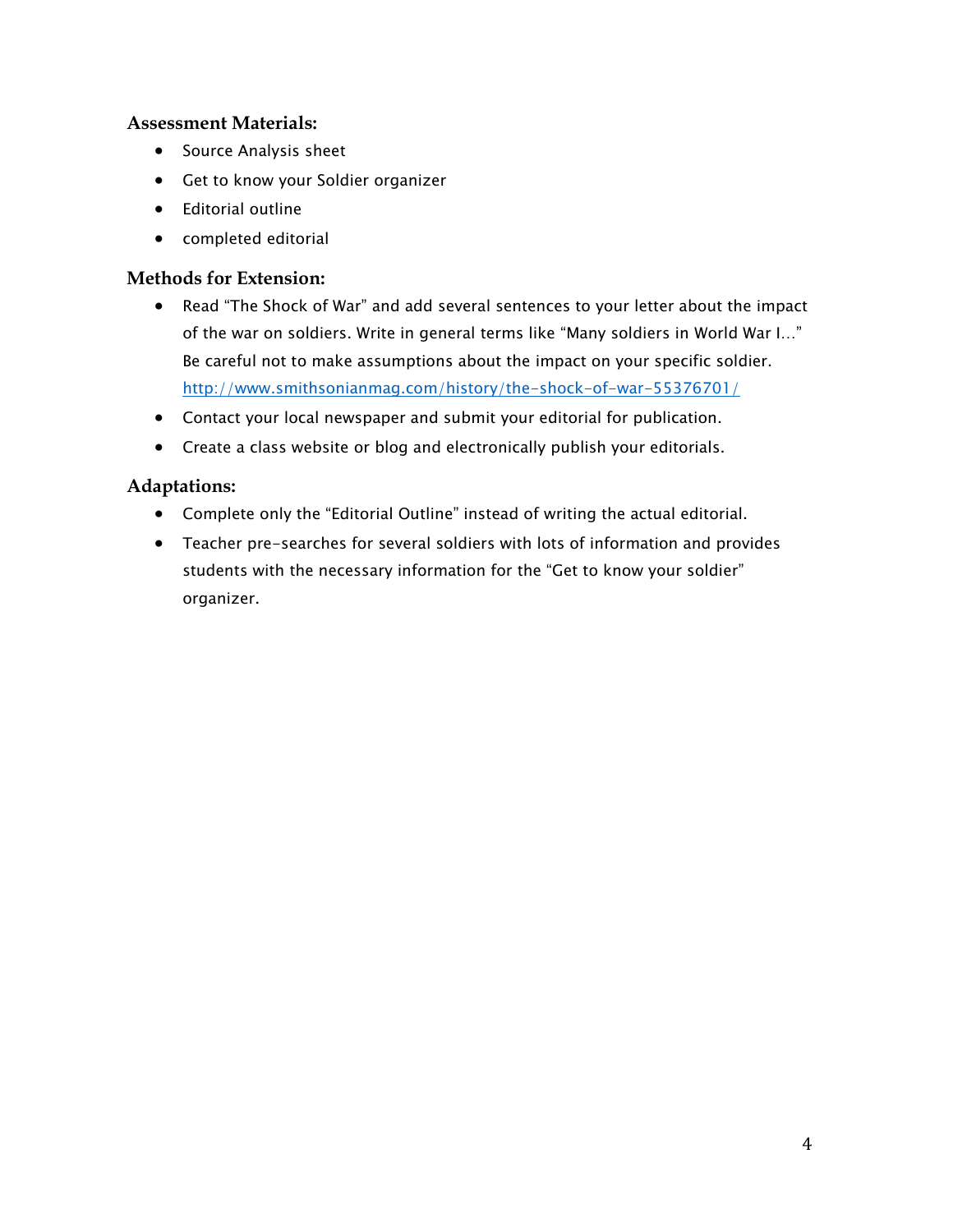### Assessment Materials:

- Source Analysis sheet
- Get to know your Soldier organizer
- Editorial outline
- completed editorial

### Methods for Extension:

- Read "The Shock of War" and add several sentences to your letter about the impact of the war on soldiers. Write in general terms like "Many soldiers in World War I…" Be careful not to make assumptions about the impact on your specific soldier. [http://www.smithsonianmag.com/history/the-shock-of-war-55376701/](http://www.smithsonianmag.com/history/the-shock-of-war-55376701/)
- Contact your local newspaper and submit your editorial for publication.
- Create a class website or blog and electronically publish your editorials.

### Adaptations:

- Complete only the "Editorial Outline" instead of writing the actual editorial.
- Teacher pre-searches for several soldiers with lots of information and provides students with the necessary information for the "Get to know your soldier" organizer.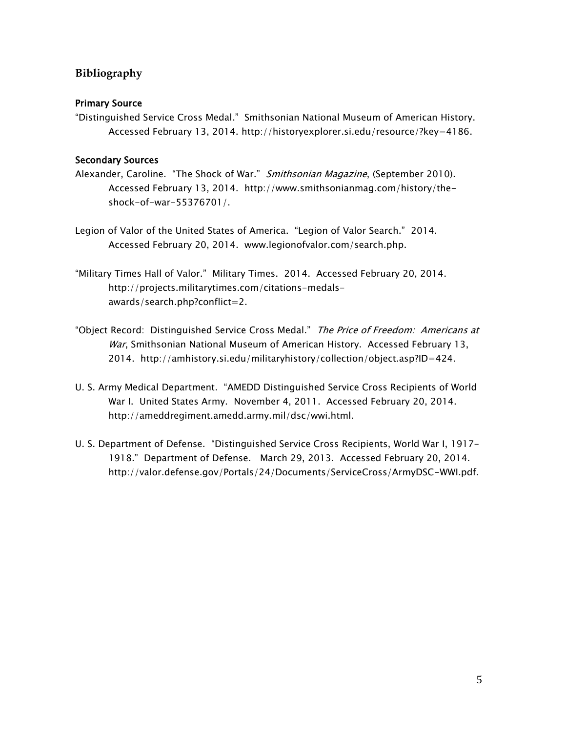## Bibliography

### Primary Source

"Distinguished Service Cross Medal." Smithsonian National Museum of American History. Accessed February 13, 2014. http://historyexplorer.si.edu/resource/?key=4186.

### Secondary Sources

Alexander, Caroline. "The Shock of War." *Smithsonian Magazine*, (September 2010). Accessed February 13, 2014. http://www.smithsonianmag.com/history/the-shock-of-war-55376701/.

Legion of Valor of the United States of America. "Legion of Valor Search." 2014. Accessed February 20, 2014. www.legionofvalor.com/search.php.

"Military Times Hall of Valor." Military Times. 2014. Accessed February 20, 2014. http://projects.militarytimes.com/citations-medals-awards/search.php?conflict=2.

"Object Record: Distinguished Service Cross Medal." *The Price of Freedom: Americans at War*, Smithsonian National Museum of American History. Accessed February 13, 2014. http://amhistory.si.edu/militaryhistory/collection/object.asp?ID=424.

U. S. Army Medical Department. "AMEDD Distinguished Service Cross Recipients of World War I. United States Army. November 4, 2011. Accessed February 20, 2014. http://ameddregiment.amedd.army.mil/dsc/wwi.html.

U. S. Department of Defense. "Distinguished Service Cross Recipients, World War I, 1917-1918." Department of Defense. March 29, 2013. Accessed February 20, 2014. http://valor.defense.gov/Portals/24/Documents/ServiceCross/ArmyDSC-WWI.pdf.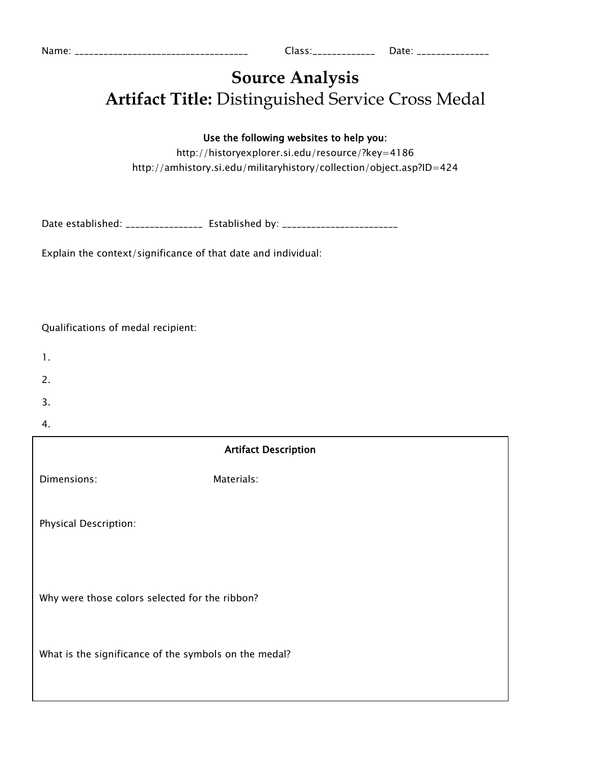Name: ___________________________________ Class:____________ Date: ______________

# Source Analysis

## Artifact Title: Distinguished Service Cross Medal

**Use the following websites to help you:**

http://historyexplorer.si.edu/resource/?key=4186

http://amhistory.si.edu/militaryhistory/collection/object.asp?ID=424

Date established: _______________ Established by: _______________________

Explain the context/significance of that date and individual:

Qualifications of medal recipient:

1.

2.

3.

4.

**Artifact Description**

Dimensions: Materials:

Physical Description:

Why were those colors selected for the ribbon?

What is the significance of the symbols on the medal?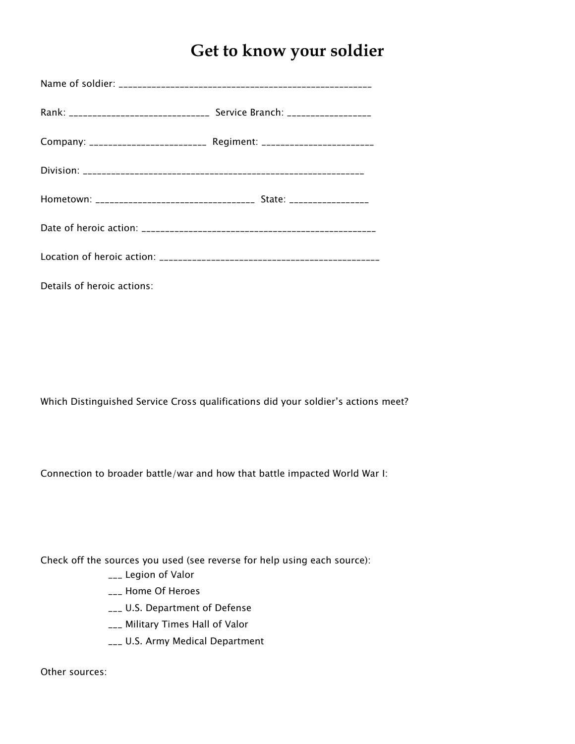# Get to know your soldier

Name of soldier: ____________________________________________________

Rank: _____________________________ Service Branch: _________________

Company: ________________________ Regiment: ______________________

Division: __________________________________________________________

Hometown: ________________________________ State: ________________

Date of heroic action: _____________________________________________

Location of heroic action: ______________________________________________

Details of heroic actions:

Which Distinguished Service Cross qualifications did your soldier's actions meet?

Connection to broader battle/war and how that battle impacted World War I:

Check off the sources you used (see reverse for help using each source):

___ Legion of Valor
___ Home Of Heroes
___ U.S. Department of Defense
___ Military Times Hall of Valor
___ U.S. Army Medical Department

Other sources: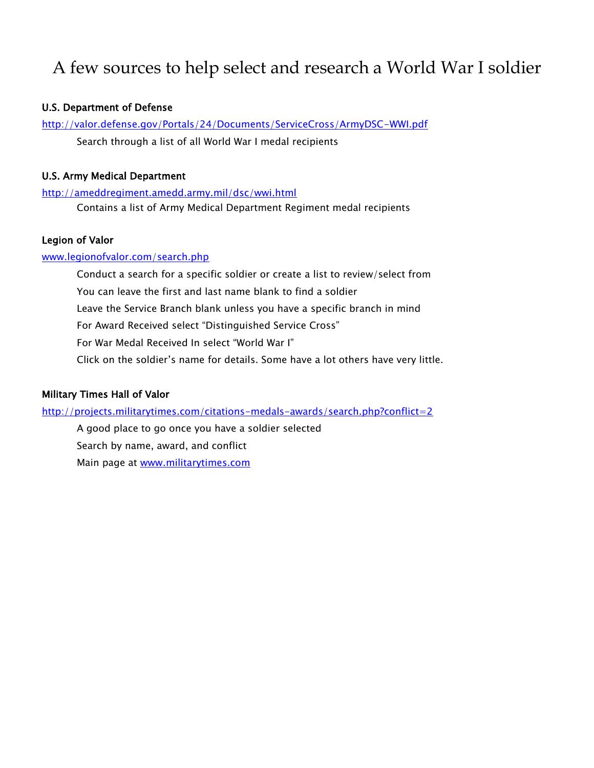# A few sources to help select and research a World War I soldier

**U.S. Department of Defense**

http://valor.defense.gov/Portals/24/Documents/ServiceCross/ArmyDSC-WWI.pdf

Search through a list of all World War I medal recipients

**U.S. Army Medical Department**

http://ameddregiment.amedd.army.mil/dsc/wwi.html

Contains a list of Army Medical Department Regiment medal recipients

**Legion of Valor**

www.legionofvalor.com/search.php

Conduct a search for a specific soldier or create a list to review/select from

You can leave the first and last name blank to find a soldier

Leave the Service Branch blank unless you have a specific branch in mind

For Award Received select "Distinguished Service Cross"

For War Medal Received In select "World War I"

Click on the soldier's name for details. Some have a lot others have very little.

**Military Times Hall of Valor**

http://projects.militarytimes.com/citations-medals-awards/search.php?conflict=2

A good place to go once you have a soldier selected

Search by name, award, and conflict

Main page at www.militarytimes.com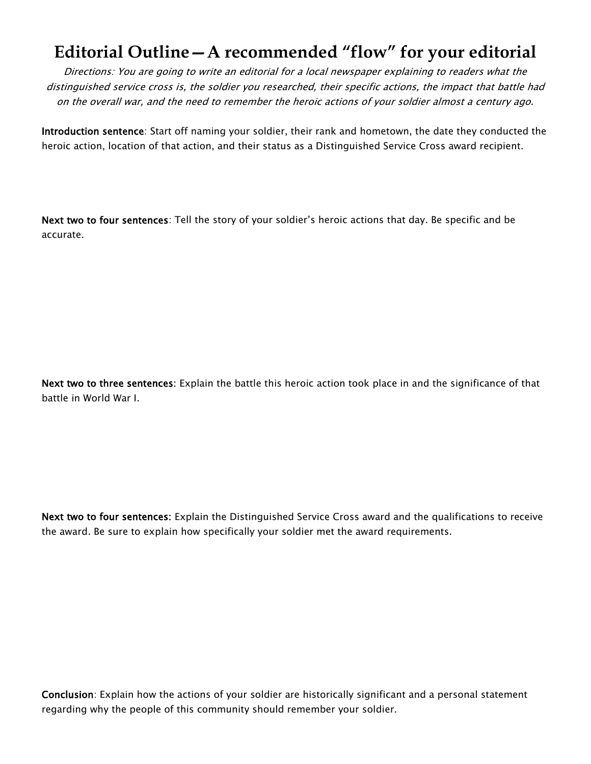# Editorial Outline—A recommended "flow" for your editorial

*Directions: You are going to write an editorial for a local newspaper explaining to readers what the distinguished service cross is, the soldier you researched, their specific actions, the impact that battle had on the overall war, and the need to remember the heroic actions of your soldier almost a century ago.*

**Introduction sentence**: Start off naming your soldier, their rank and hometown, the date they conducted the heroic action, location of that action, and their status as a Distinguished Service Cross award recipient.

**Next two to four sentences**: Tell the story of your soldier's heroic actions that day. Be specific and be accurate.

**Next two to three sentences:** Explain the battle this heroic action took place in and the significance of that battle in World War I.

**Next two to four sentences:** Explain the Distinguished Service Cross award and the qualifications to receive the award. Be sure to explain how specifically your soldier met the award requirements.

**Conclusion**: Explain how the actions of your soldier are historically significant and a personal statement regarding why the people of this community should remember your soldier.